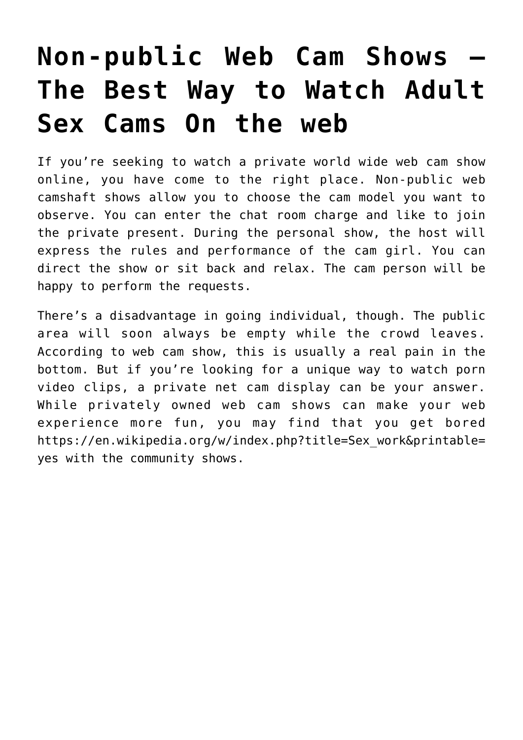# Non-public Web Cam Shows – The Best Way to Watch Adult Sex Cams On the web

If you're seeking to watch a private world wide web cam show online, you have come to the right place. Non-public web camshaft shows allow you to choose the cam model you want to observe. You can enter the chat room charge and like to join the private present. During the personal show, the host will express the rules and performance of the cam girl. You can direct the show or sit back and relax. The cam person will be happy to perform the requests.

There's a disadvantage in going individual, though. The public area will soon always be empty while the crowd leaves. According to web cam show, this is usually a real pain in the bottom. But if you're looking for a unique way to watch porn video clips, a private net cam display can be your answer. While privately owned web cam shows can make your web experience more fun, you may find that you get bored https://en.wikipedia.org/w/index.php?title=Sex_work&printable=yes with the community shows.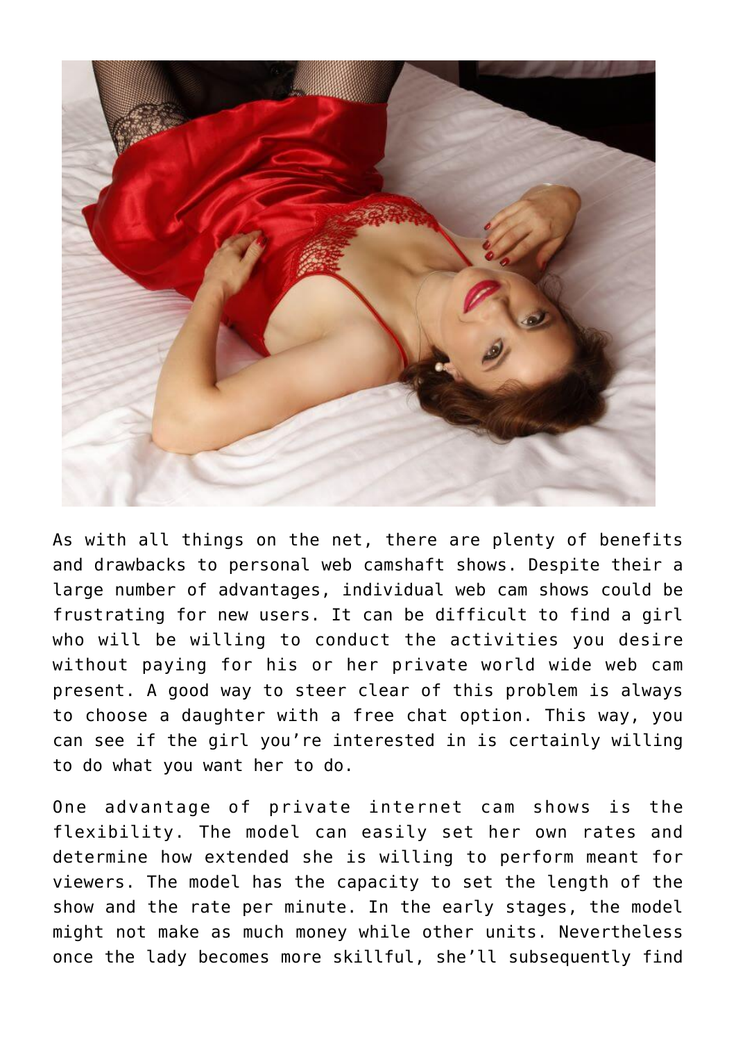As with all things on the net, there are plenty of benefits and drawbacks to personal web camshaft shows. Despite their a large number of advantages, individual web cam shows could be frustrating for new users. It can be difficult to find a girl who will be willing to conduct the activities you desire without paying for his or her private world wide web cam present. A good way to steer clear of this problem is always to choose a daughter with a free chat option. This way, you can see if the girl you're interested in is certainly willing to do what you want her to do.

One advantage of private internet cam shows is the flexibility. The model can easily set her own rates and determine how extended she is willing to perform meant for viewers. The model has the capacity to set the length of the show and the rate per minute. In the early stages, the model might not make as much money while other units. Nevertheless once the lady becomes more skillful, she'll subsequently find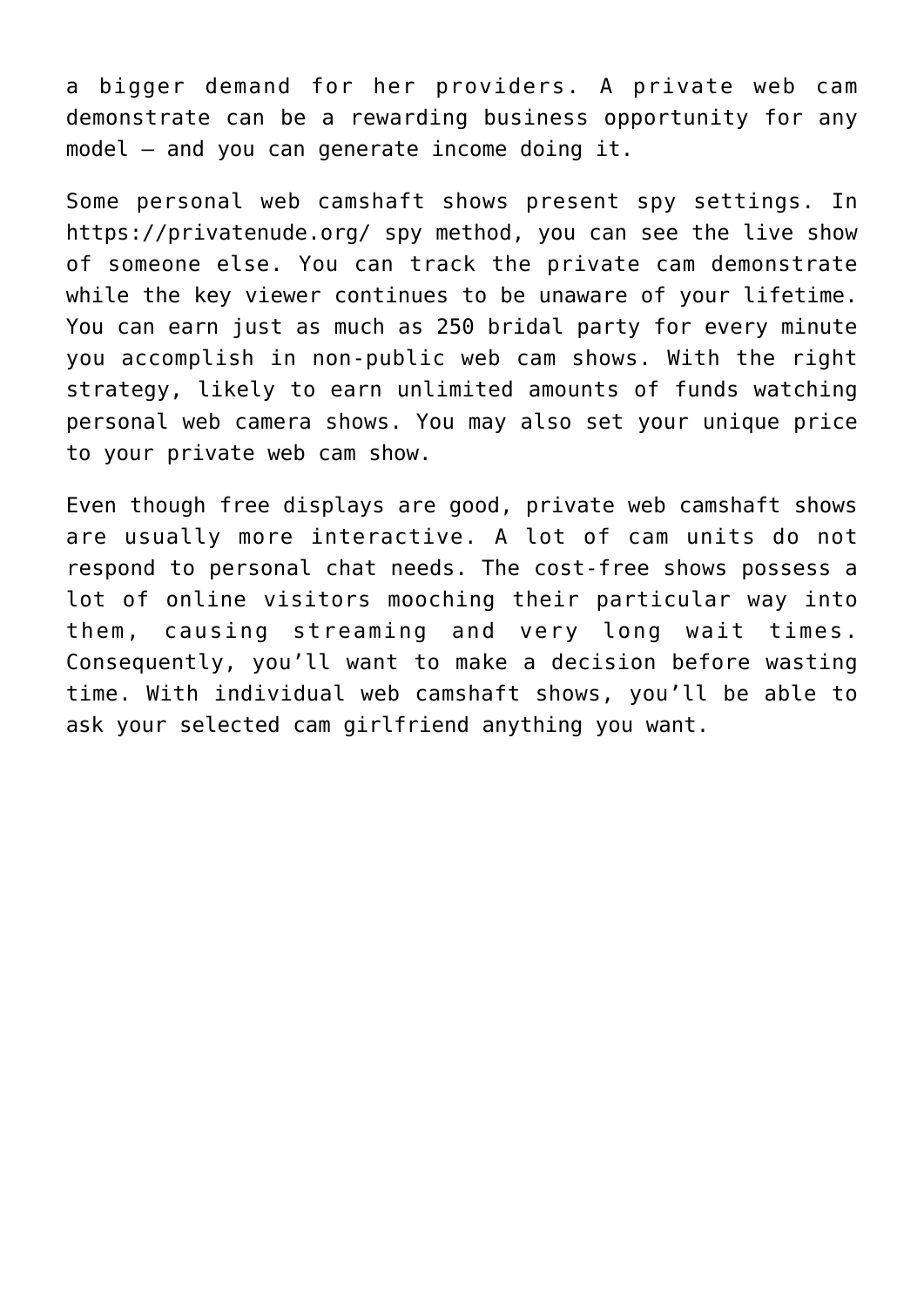a bigger demand for her providers. A private web cam demonstrate can be a rewarding business opportunity for any model – and you can generate income doing it.

Some personal web camshaft shows present spy settings. In https://privatenude.org/ spy method, you can see the live show of someone else. You can track the private cam demonstrate while the key viewer continues to be unaware of your lifetime. You can earn just as much as 250 bridal party for every minute you accomplish in non-public web cam shows. With the right strategy, likely to earn unlimited amounts of funds watching personal web camera shows. You may also set your unique price to your private web cam show.

Even though free displays are good, private web camshaft shows are usually more interactive. A lot of cam units do not respond to personal chat needs. The cost-free shows possess a lot of online visitors mooching their particular way into them, causing streaming and very long wait times. Consequently, you'll want to make a decision before wasting time. With individual web camshaft shows, you'll be able to ask your selected cam girlfriend anything you want.